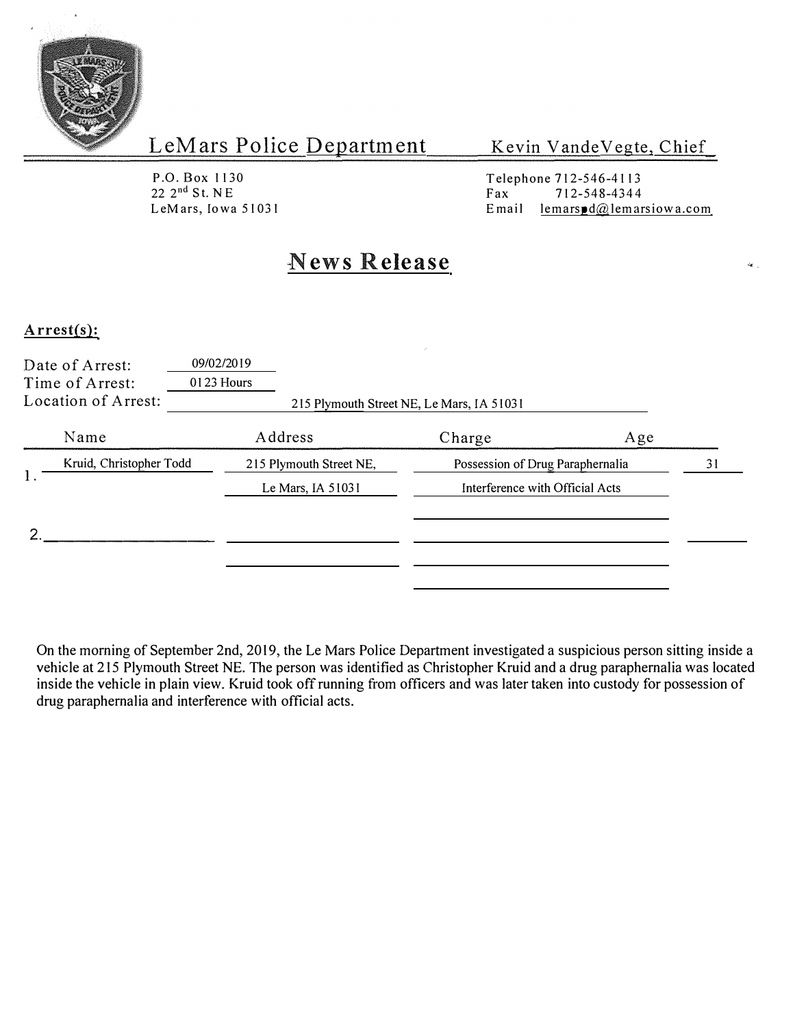LeMars Police Department — Kevin VandeVegte, Chief

P.O. Box 1130
22 2nd St. NE
LeMars, Iowa 51031

Telephone 712-546-4113
Fax 712-548-4344
Email lemarspd@lemarsiowa.com

# News Release

**Arrest(s):**

Date of Arrest: 09/02/2019
Time of Arrest: 0123 Hours
Location of Arrest: 215 Plymouth Street NE, Le Mars, IA 51031

| | Name | Address | Charge | Age |
|---|---|---|---|---|
| 1. | Kruid, Christopher Todd | 215 Plymouth Street NE, Le Mars, IA 51031 | Possession of Drug Paraphernalia; Interference with Official Acts | 31 |
| 2. | | | | |

On the morning of September 2nd, 2019, the Le Mars Police Department investigated a suspicious person sitting inside a vehicle at 215 Plymouth Street NE. The person was identified as Christopher Kruid and a drug paraphernalia was located inside the vehicle in plain view. Kruid took off running from officers and was later taken into custody for possession of drug paraphernalia and interference with official acts.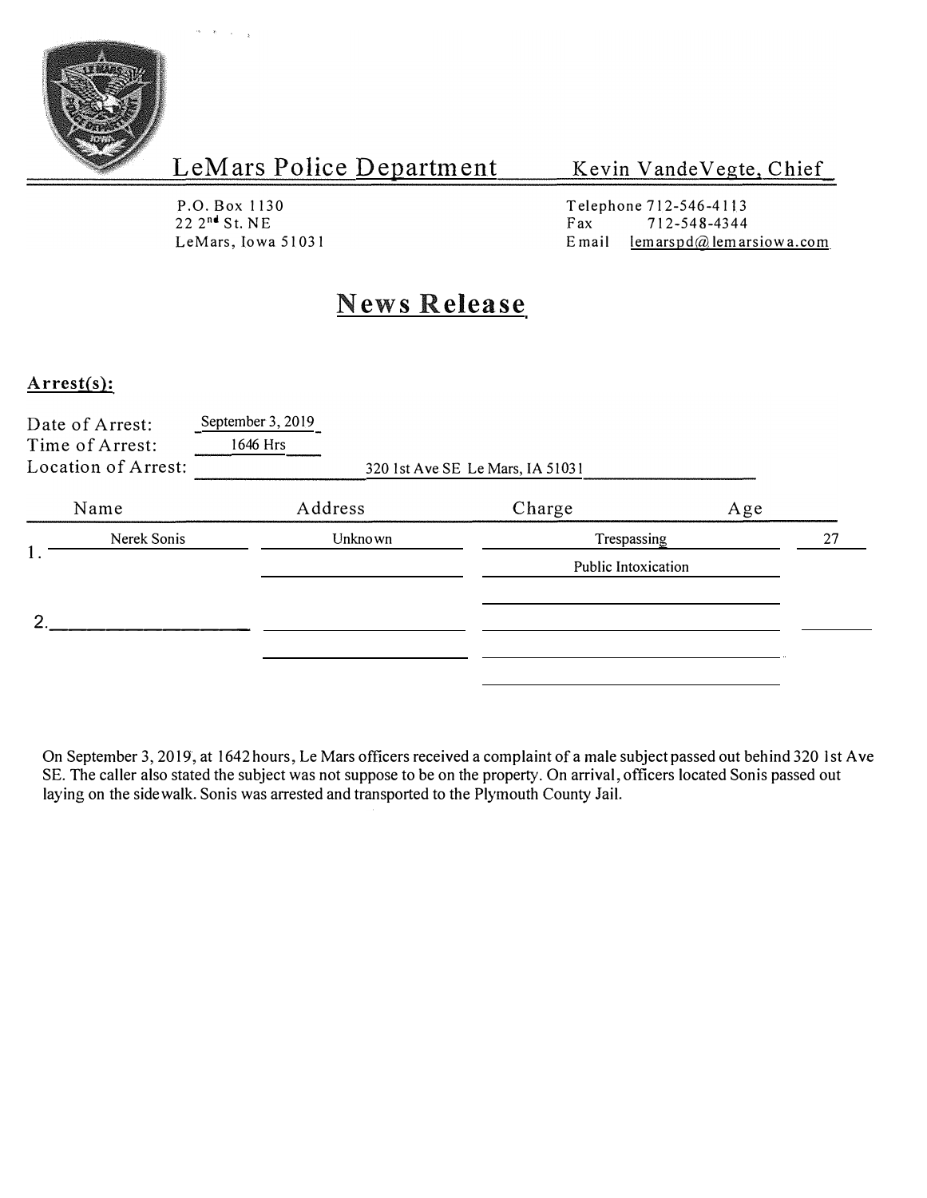# LeMars Police Department

**Kevin VandeVegte, Chief**

P.O. Box 1130
22 2nd St. NE
LeMars, Iowa 51031

Telephone 712-546-4113
Fax 712-548-4344
Email lemarspd@lemarsiowa.com

## News Release

**Arrest(s):**

Date of Arrest: September 3, 2019
Time of Arrest: 1646 Hrs
Location of Arrest: 320 1st Ave SE Le Mars, IA 51031

| | Name | Address | Charge | Age |
|---|---|---|---|---|
| 1. | Nerek Sonis | Unknown | Trespassing | 27 |
| | | | Public Intoxication | |
| 2. | | | | |

On September 3, 2019, at 1642 hours, Le Mars officers received a complaint of a male subject passed out behind 320 1st Ave SE. The caller also stated the subject was not suppose to be on the property. On arrival, officers located Sonis passed out laying on the sidewalk. Sonis was arrested and transported to the Plymouth County Jail.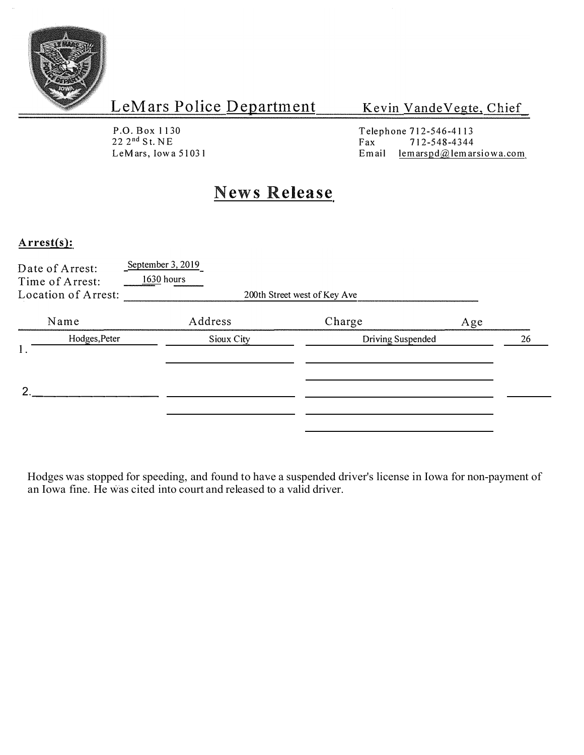# LeMars Police Department

Kevin VandeVegte, Chief

P.O. Box 1130
22 2nd St. NE
LeMars, Iowa 51031

Telephone 712-546-4113
Fax 712-548-4344
Email lemarspd@lemarsiowa.com

## News Release

**Arrest(s):**

Date of Arrest: September 3, 2019
Time of Arrest: 1630 hours
Location of Arrest: 200th Street west of Key Ave

| | Name | Address | Charge | Age |
|---|---|---|---|---|
| 1. | Hodges,Peter | Sioux City | Driving Suspended | 26 |
| 2. | | | | |

Hodges was stopped for speeding, and found to have a suspended driver's license in Iowa for non-payment of an Iowa fine. He was cited into court and released to a valid driver.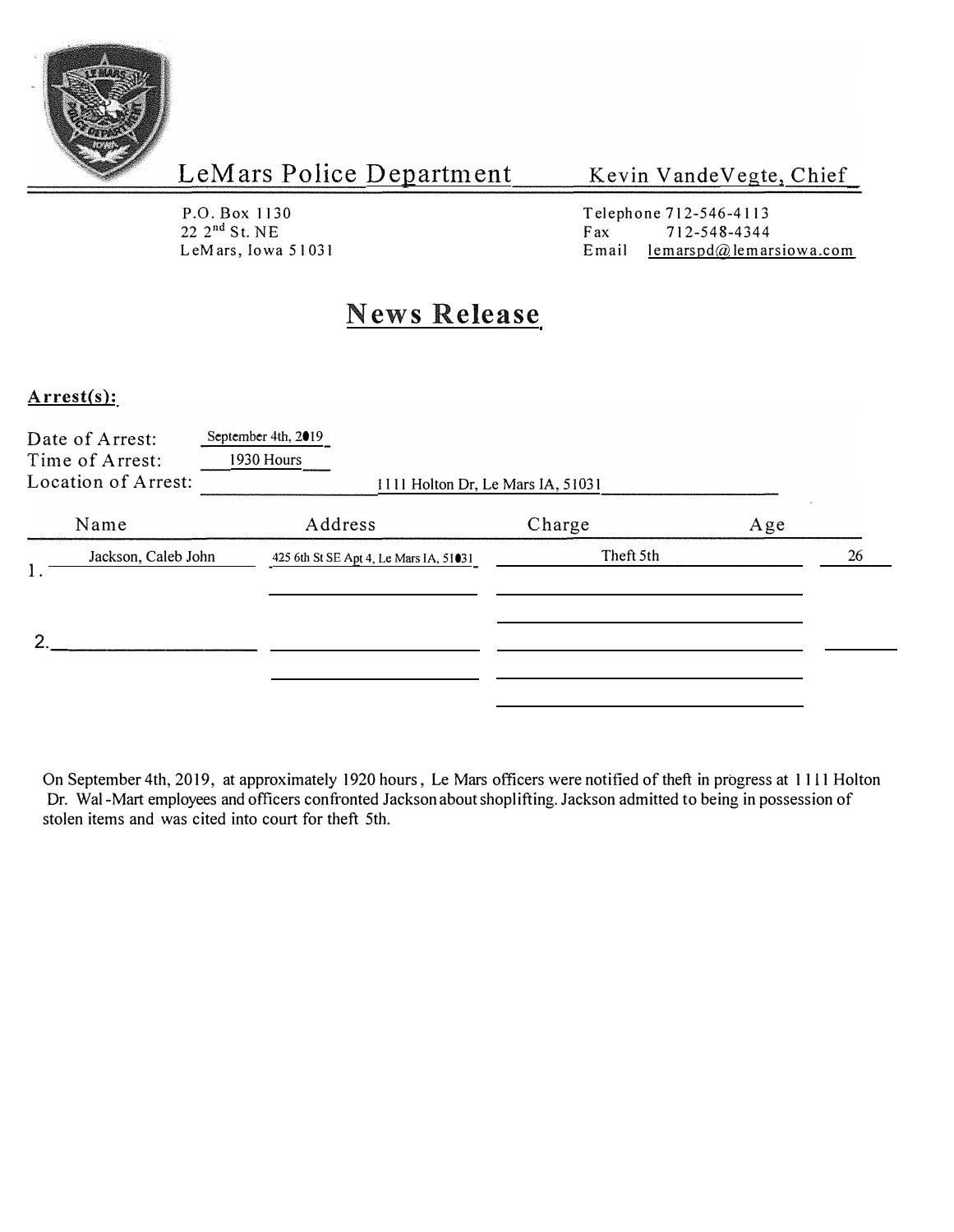# LeMars Police Department

**Kevin VandeVegte, Chief**

P.O. Box 1130
22 2nd St. NE
LeMars, Iowa 51031

Telephone 712-546-4113
Fax 712-548-4344
Email lemarspd@lemarsiowa.com

## News Release

**Arrest(s):**

Date of Arrest: September 4th, 2019
Time of Arrest: 1930 Hours
Location of Arrest: 1111 Holton Dr, Le Mars IA, 51031

| | Name | Address | Charge | Age |
|---|---|---|---|---|
| 1. | Jackson, Caleb John | 425 6th St SE Apt 4, Le Mars IA, 51031 | Theft 5th | 26 |
| 2. | | | | |

On September 4th, 2019, at approximately 1920 hours, Le Mars officers were notified of theft in progress at 1111 Holton Dr. Wal-Mart employees and officers confronted Jackson about shoplifting. Jackson admitted to being in possession of stolen items and was cited into court for theft 5th.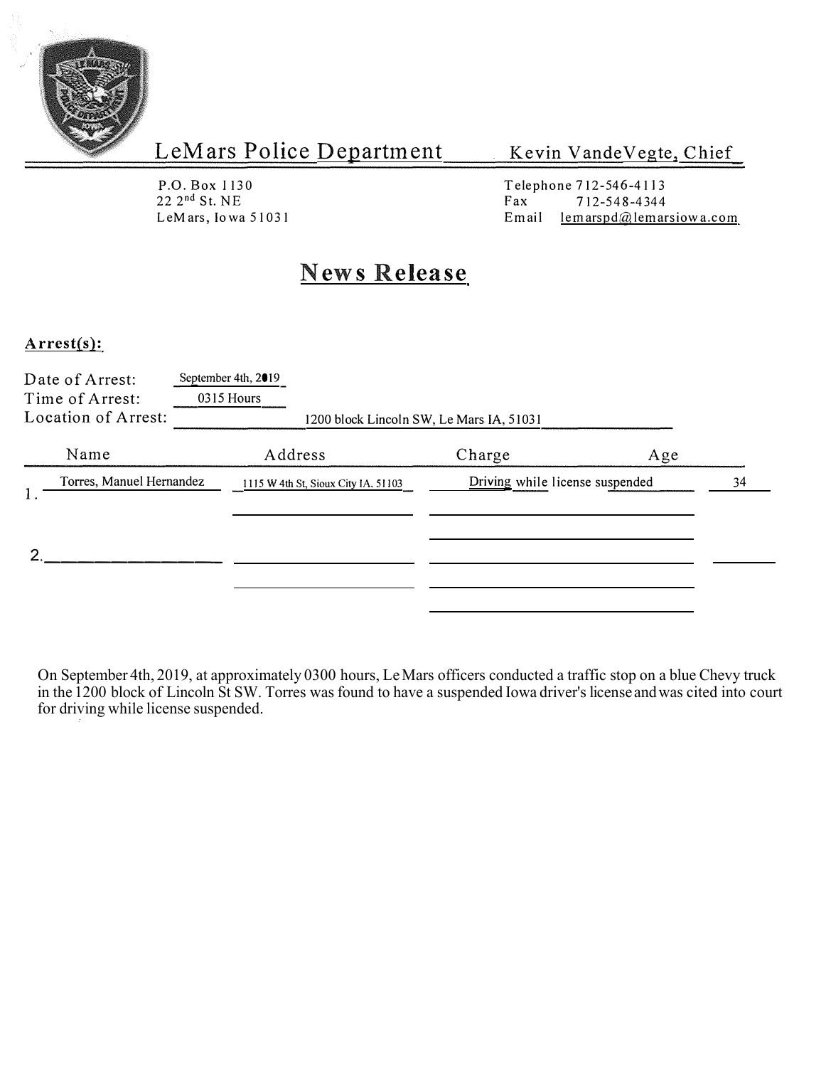LeMars Police Department Kevin VandeVegte, Chief

P.O. Box 1130
22 2nd St. NE
LeMars, Iowa 51031

Telephone 712-546-4113
Fax 712-548-4344
Email lemarspd@lemarsiowa.com

# News Release

**Arrest(s):**

Date of Arrest: September 4th, 2019
Time of Arrest: 0315 Hours
Location of Arrest: 1200 block Lincoln SW, Le Mars IA, 51031

| | Name | Address | Charge | Age |
|---|---|---|---|---|
| 1. | Torres, Manuel Hernandez | 1115 W 4th St, Sioux City IA, 51103 | Driving while license suspended | 34 |
| 2. | | | | |

On September 4th, 2019, at approximately 0300 hours, Le Mars officers conducted a traffic stop on a blue Chevy truck in the 1200 block of Lincoln St SW. Torres was found to have a suspended Iowa driver's license and was cited into court for driving while license suspended.